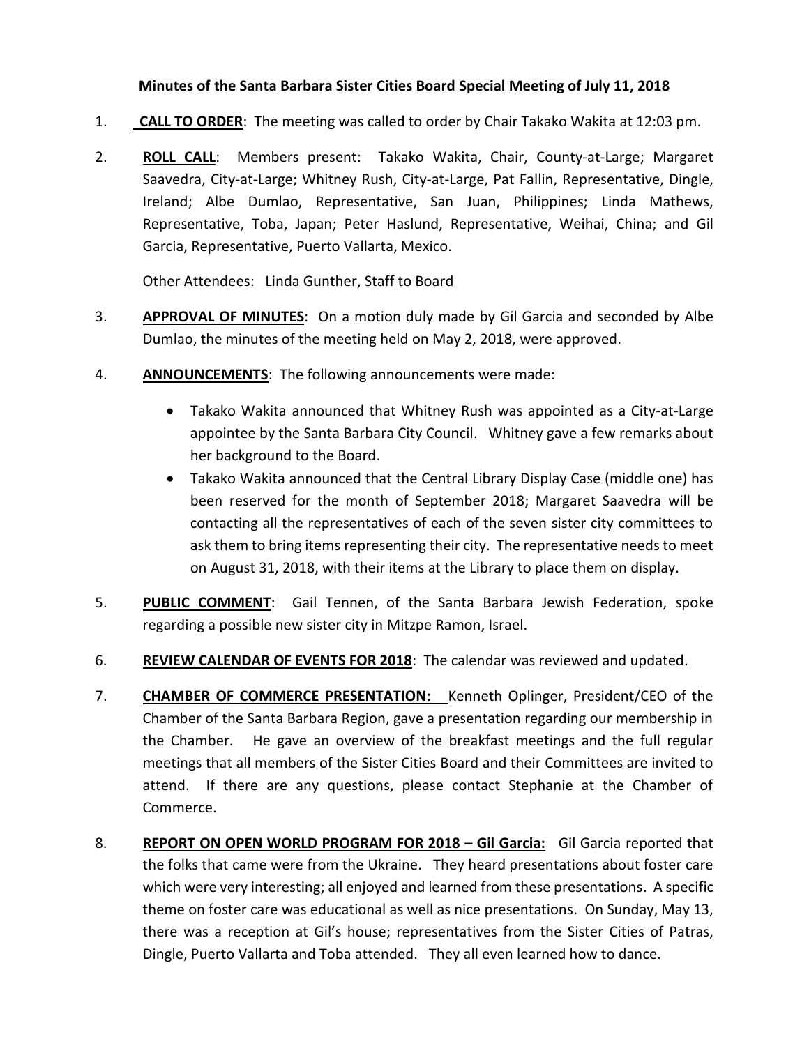**Minutes of the Santa Barbara Sister Cities Board Special Meeting of July 11, 2018**

1. **CALL TO ORDER**: The meeting was called to order by Chair Takako Wakita at 12:03 pm.

2. **ROLL CALL**: Members present: Takako Wakita, Chair, County-at-Large; Margaret Saavedra, City-at-Large; Whitney Rush, City-at-Large, Pat Fallin, Representative, Dingle, Ireland; Albe Dumlao, Representative, San Juan, Philippines; Linda Mathews, Representative, Toba, Japan; Peter Haslund, Representative, Weihai, China; and Gil Garcia, Representative, Puerto Vallarta, Mexico.

   Other Attendees: Linda Gunther, Staff to Board

3. **APPROVAL OF MINUTES**: On a motion duly made by Gil Garcia and seconded by Albe Dumlao, the minutes of the meeting held on May 2, 2018, were approved.

4. **ANNOUNCEMENTS**: The following announcements were made:

   - Takako Wakita announced that Whitney Rush was appointed as a City-at-Large appointee by the Santa Barbara City Council. Whitney gave a few remarks about her background to the Board.
   - Takako Wakita announced that the Central Library Display Case (middle one) has been reserved for the month of September 2018; Margaret Saavedra will be contacting all the representatives of each of the seven sister city committees to ask them to bring items representing their city. The representative needs to meet on August 31, 2018, with their items at the Library to place them on display.

5. **PUBLIC COMMENT**: Gail Tennen, of the Santa Barbara Jewish Federation, spoke regarding a possible new sister city in Mitzpe Ramon, Israel.

6. **REVIEW CALENDAR OF EVENTS FOR 2018**: The calendar was reviewed and updated.

7. **CHAMBER OF COMMERCE PRESENTATION:** Kenneth Oplinger, President/CEO of the Chamber of the Santa Barbara Region, gave a presentation regarding our membership in the Chamber. He gave an overview of the breakfast meetings and the full regular meetings that all members of the Sister Cities Board and their Committees are invited to attend. If there are any questions, please contact Stephanie at the Chamber of Commerce.

8. **REPORT ON OPEN WORLD PROGRAM FOR 2018 – Gil Garcia:** Gil Garcia reported that the folks that came were from the Ukraine. They heard presentations about foster care which were very interesting; all enjoyed and learned from these presentations. A specific theme on foster care was educational as well as nice presentations. On Sunday, May 13, there was a reception at Gil's house; representatives from the Sister Cities of Patras, Dingle, Puerto Vallarta and Toba attended. They all even learned how to dance.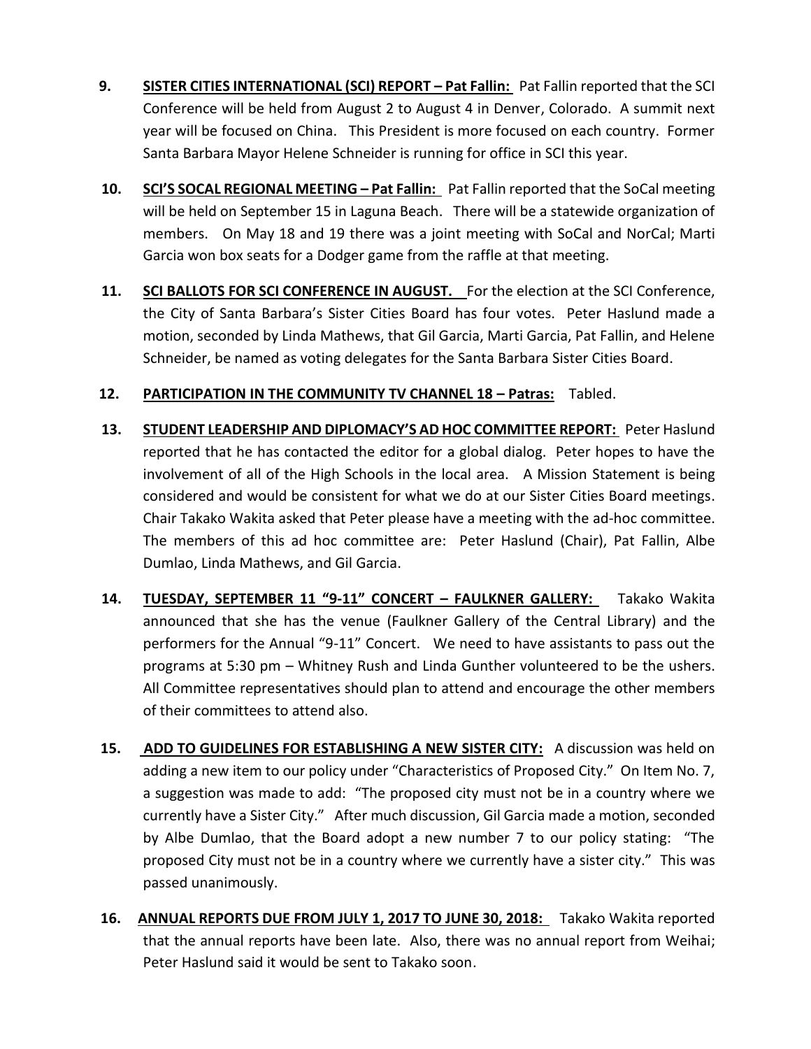9. **SISTER CITIES INTERNATIONAL (SCI) REPORT – Pat Fallin:** Pat Fallin reported that the SCI Conference will be held from August 2 to August 4 in Denver, Colorado. A summit next year will be focused on China. This President is more focused on each country. Former Santa Barbara Mayor Helene Schneider is running for office in SCI this year.

10. **SCI'S SOCAL REGIONAL MEETING – Pat Fallin:** Pat Fallin reported that the SoCal meeting will be held on September 15 in Laguna Beach. There will be a statewide organization of members. On May 18 and 19 there was a joint meeting with SoCal and NorCal; Marti Garcia won box seats for a Dodger game from the raffle at that meeting.

11. **SCI BALLOTS FOR SCI CONFERENCE IN AUGUST.** For the election at the SCI Conference, the City of Santa Barbara's Sister Cities Board has four votes. Peter Haslund made a motion, seconded by Linda Mathews, that Gil Garcia, Marti Garcia, Pat Fallin, and Helene Schneider, be named as voting delegates for the Santa Barbara Sister Cities Board.

12. **PARTICIPATION IN THE COMMUNITY TV CHANNEL 18 – Patras:** Tabled.

13. **STUDENT LEADERSHIP AND DIPLOMACY'S AD HOC COMMITTEE REPORT:** Peter Haslund reported that he has contacted the editor for a global dialog. Peter hopes to have the involvement of all of the High Schools in the local area. A Mission Statement is being considered and would be consistent for what we do at our Sister Cities Board meetings. Chair Takako Wakita asked that Peter please have a meeting with the ad-hoc committee. The members of this ad hoc committee are: Peter Haslund (Chair), Pat Fallin, Albe Dumlao, Linda Mathews, and Gil Garcia.

14. **TUESDAY, SEPTEMBER 11 "9-11" CONCERT – FAULKNER GALLERY:** Takako Wakita announced that she has the venue (Faulkner Gallery of the Central Library) and the performers for the Annual "9-11" Concert. We need to have assistants to pass out the programs at 5:30 pm – Whitney Rush and Linda Gunther volunteered to be the ushers. All Committee representatives should plan to attend and encourage the other members of their committees to attend also.

15. **ADD TO GUIDELINES FOR ESTABLISHING A NEW SISTER CITY:** A discussion was held on adding a new item to our policy under "Characteristics of Proposed City." On Item No. 7, a suggestion was made to add: "The proposed city must not be in a country where we currently have a Sister City." After much discussion, Gil Garcia made a motion, seconded by Albe Dumlao, that the Board adopt a new number 7 to our policy stating: "The proposed City must not be in a country where we currently have a sister city." This was passed unanimously.

16. **ANNUAL REPORTS DUE FROM JULY 1, 2017 TO JUNE 30, 2018:** Takako Wakita reported that the annual reports have been late. Also, there was no annual report from Weihai; Peter Haslund said it would be sent to Takako soon.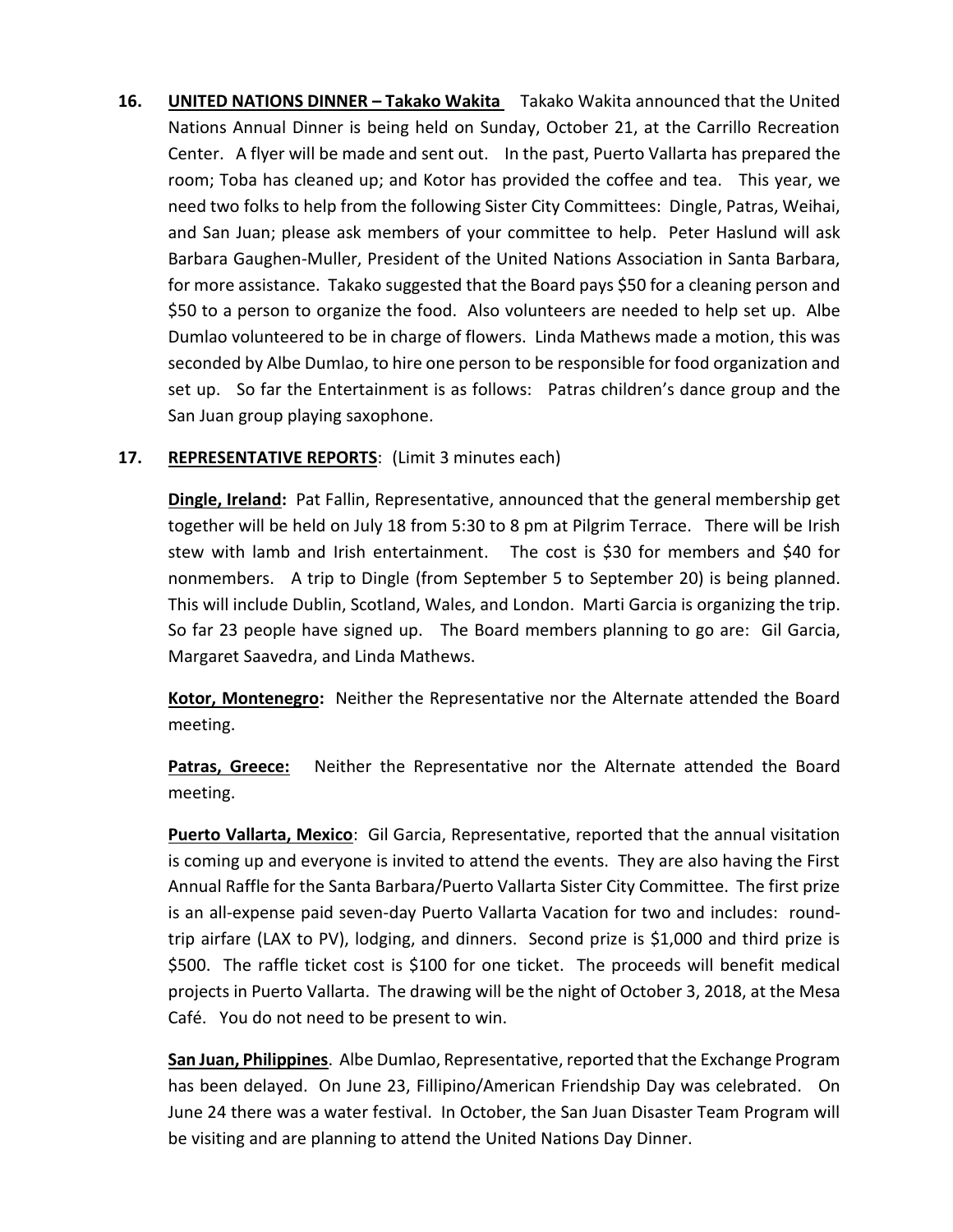16. **<u>UNITED NATIONS DINNER – Takako Wakita</u>** Takako Wakita announced that the United Nations Annual Dinner is being held on Sunday, October 21, at the Carrillo Recreation Center. A flyer will be made and sent out. In the past, Puerto Vallarta has prepared the room; Toba has cleaned up; and Kotor has provided the coffee and tea. This year, we need two folks to help from the following Sister City Committees: Dingle, Patras, Weihai, and San Juan; please ask members of your committee to help. Peter Haslund will ask Barbara Gaughen-Muller, President of the United Nations Association in Santa Barbara, for more assistance. Takako suggested that the Board pays $50 for a cleaning person and $50 to a person to organize the food. Also volunteers are needed to help set up. Albe Dumlao volunteered to be in charge of flowers. Linda Mathews made a motion, this was seconded by Albe Dumlao, to hire one person to be responsible for food organization and set up. So far the Entertainment is as follows: Patras children's dance group and the San Juan group playing saxophone.

17. **<u>REPRESENTATIVE REPORTS</u>**: (Limit 3 minutes each)

**<u>Dingle, Ireland</u>:** Pat Fallin, Representative, announced that the general membership get together will be held on July 18 from 5:30 to 8 pm at Pilgrim Terrace. There will be Irish stew with lamb and Irish entertainment. The cost is $30 for members and $40 for nonmembers. A trip to Dingle (from September 5 to September 20) is being planned. This will include Dublin, Scotland, Wales, and London. Marti Garcia is organizing the trip. So far 23 people have signed up. The Board members planning to go are: Gil Garcia, Margaret Saavedra, and Linda Mathews.

**<u>Kotor, Montenegro</u>:** Neither the Representative nor the Alternate attended the Board meeting.

**<u>Patras, Greece:</u>** Neither the Representative nor the Alternate attended the Board meeting.

**<u>Puerto Vallarta, Mexico</u>**: Gil Garcia, Representative, reported that the annual visitation is coming up and everyone is invited to attend the events. They are also having the First Annual Raffle for the Santa Barbara/Puerto Vallarta Sister City Committee. The first prize is an all-expense paid seven-day Puerto Vallarta Vacation for two and includes: round-trip airfare (LAX to PV), lodging, and dinners. Second prize is $1,000 and third prize is $500. The raffle ticket cost is $100 for one ticket. The proceeds will benefit medical projects in Puerto Vallarta. The drawing will be the night of October 3, 2018, at the Mesa Café. You do not need to be present to win.

**<u>San Juan, Philippines</u>**. Albe Dumlao, Representative, reported that the Exchange Program has been delayed. On June 23, Fillipino/American Friendship Day was celebrated. On June 24 there was a water festival. In October, the San Juan Disaster Team Program will be visiting and are planning to attend the United Nations Day Dinner.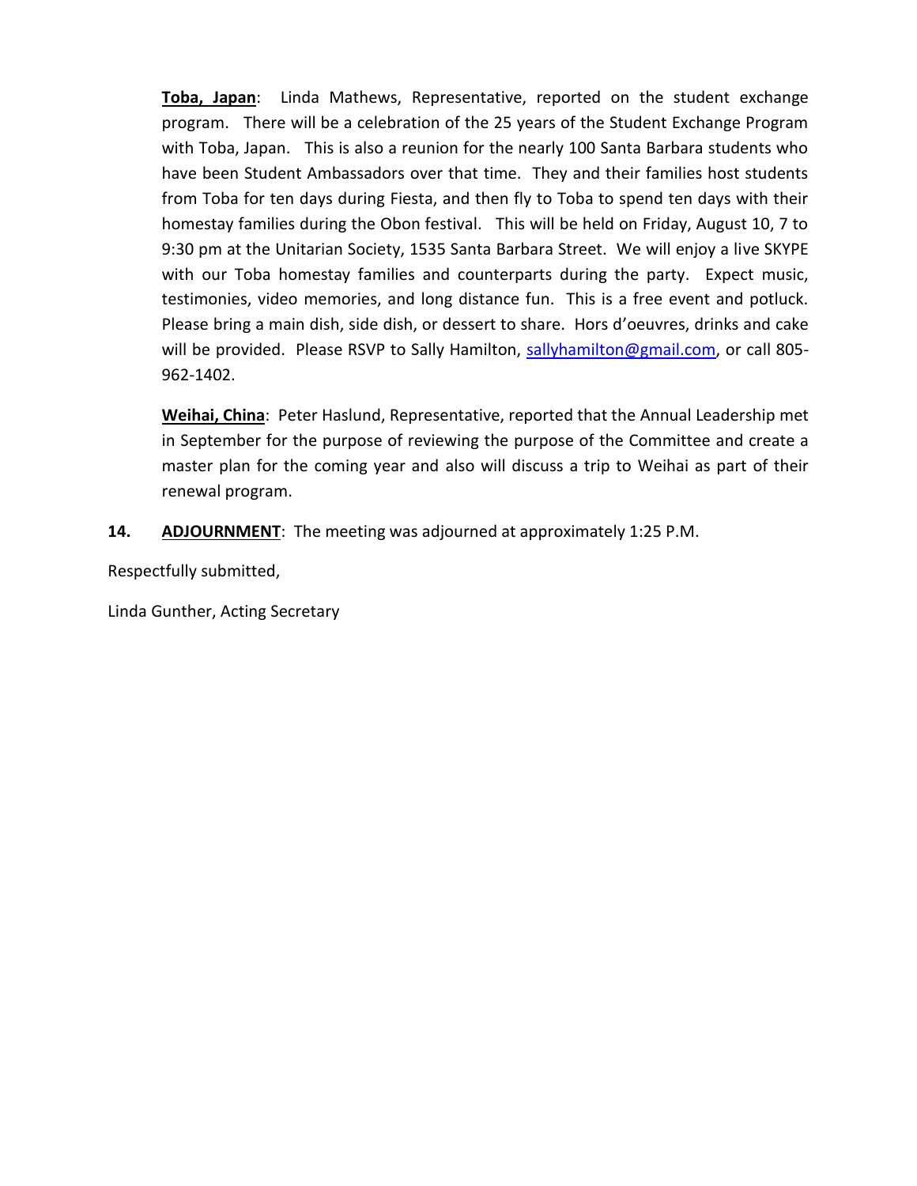**Toba, Japan**: Linda Mathews, Representative, reported on the student exchange program. There will be a celebration of the 25 years of the Student Exchange Program with Toba, Japan. This is also a reunion for the nearly 100 Santa Barbara students who have been Student Ambassadors over that time. They and their families host students from Toba for ten days during Fiesta, and then fly to Toba to spend ten days with their homestay families during the Obon festival. This will be held on Friday, August 10, 7 to 9:30 pm at the Unitarian Society, 1535 Santa Barbara Street. We will enjoy a live SKYPE with our Toba homestay families and counterparts during the party. Expect music, testimonies, video memories, and long distance fun. This is a free event and potluck. Please bring a main dish, side dish, or dessert to share. Hors d'oeuvres, drinks and cake will be provided. Please RSVP to Sally Hamilton, sallyhamilton@gmail.com, or call 805-962-1402.

**Weihai, China**: Peter Haslund, Representative, reported that the Annual Leadership met in September for the purpose of reviewing the purpose of the Committee and create a master plan for the coming year and also will discuss a trip to Weihai as part of their renewal program.

**14. ADJOURNMENT**: The meeting was adjourned at approximately 1:25 P.M.

Respectfully submitted,

Linda Gunther, Acting Secretary